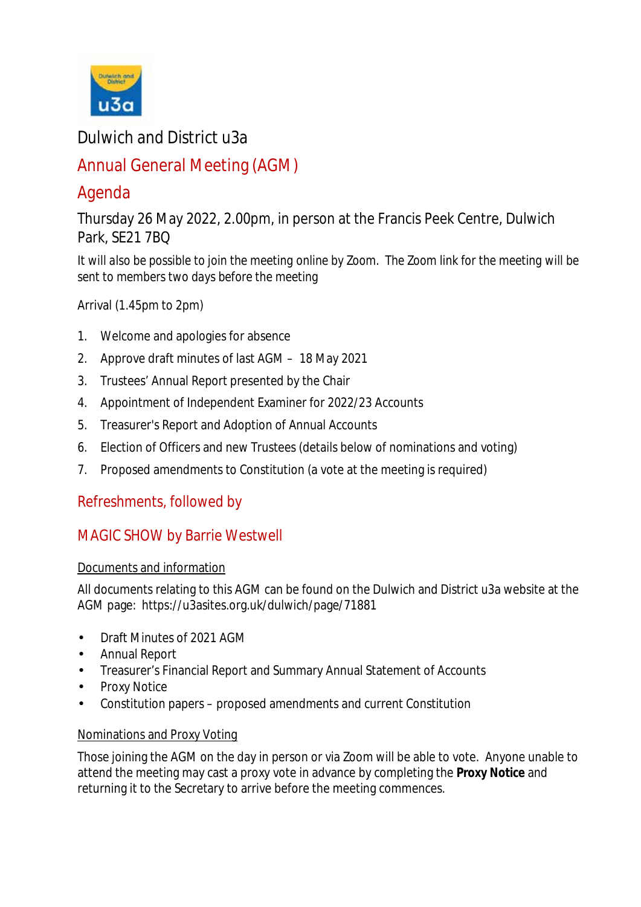# Dulwich and District u3a

## Annual General Meeting (AGM)

## Agenda

Thursday 26 May 2022, 2.00pm, in person at the Francis Peek Centre, Dulwich Park, SE21 7BQ

It will also be possible to join the meeting online by Zoom. The Zoom link for the meeting will be sent to members two days before the meeting

Arrival (1.45pm to 2pm)

1. Welcome and apologies for absence
2. Approve draft minutes of last AGM – 18 May 2021
3. Trustees' Annual Report presented by the Chair
4. Appointment of Independent Examiner for 2022/23 Accounts
5. Treasurer's Report and Adoption of Annual Accounts
6. Election of Officers and new Trustees (details below of nominations and voting)
7. Proposed amendments to Constitution (a vote at the meeting is required)

## Refreshments, followed by

## MAGIC SHOW by Barrie Westwell

### Documents and information

All documents relating to this AGM can be found on the Dulwich and District u3a website at the AGM page: https://u3asites.org.uk/dulwich/page/71881

- Draft Minutes of 2021 AGM
- Annual Report
- Treasurer's Financial Report and Summary Annual Statement of Accounts
- Proxy Notice
- Constitution papers – proposed amendments and current Constitution

### Nominations and Proxy Voting

Those joining the AGM on the day in person or via Zoom will be able to vote. Anyone unable to attend the meeting may cast a proxy vote in advance by completing the **Proxy Notice** and returning it to the Secretary to arrive before the meeting commences.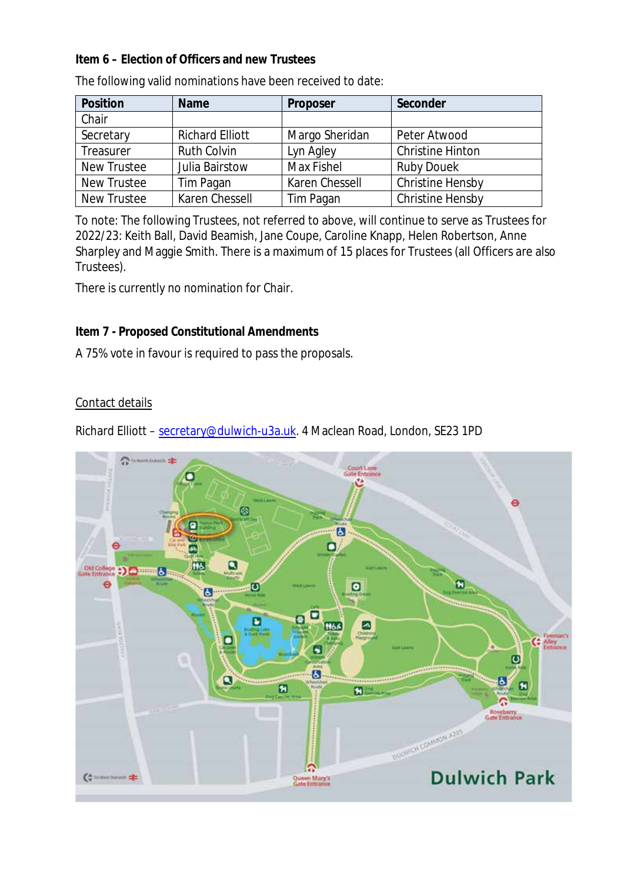**Item 6 – Election of Officers and new Trustees**

The following valid nominations have been received to date:

| Position | Name | Proposer | Seconder |
|---|---|---|---|
| Chair | | | |
| Secretary | Richard Elliott | Margo Sheridan | Peter Atwood |
| Treasurer | Ruth Colvin | Lyn Agley | Christine Hinton |
| New Trustee | Julia Bairstow | Max Fishel | Ruby Douek |
| New Trustee | Tim Pagan | Karen Chessell | Christine Hensby |
| New Trustee | Karen Chessell | Tim Pagan | Christine Hensby |

To note: The following Trustees, not referred to above, will continue to serve as Trustees for 2022/23: Keith Ball, David Beamish, Jane Coupe, Caroline Knapp, Helen Robertson, Anne Sharpley and Maggie Smith. There is a maximum of 15 places for Trustees (all Officers are also Trustees).

There is currently no nomination for Chair.

**Item 7 - Proposed Constitutional Amendments**

A 75% vote in favour is required to pass the proposals.

<u>Contact details</u>

Richard Elliott – secretary@dulwich-u3a.uk. 4 Maclean Road, London, SE23 1PD